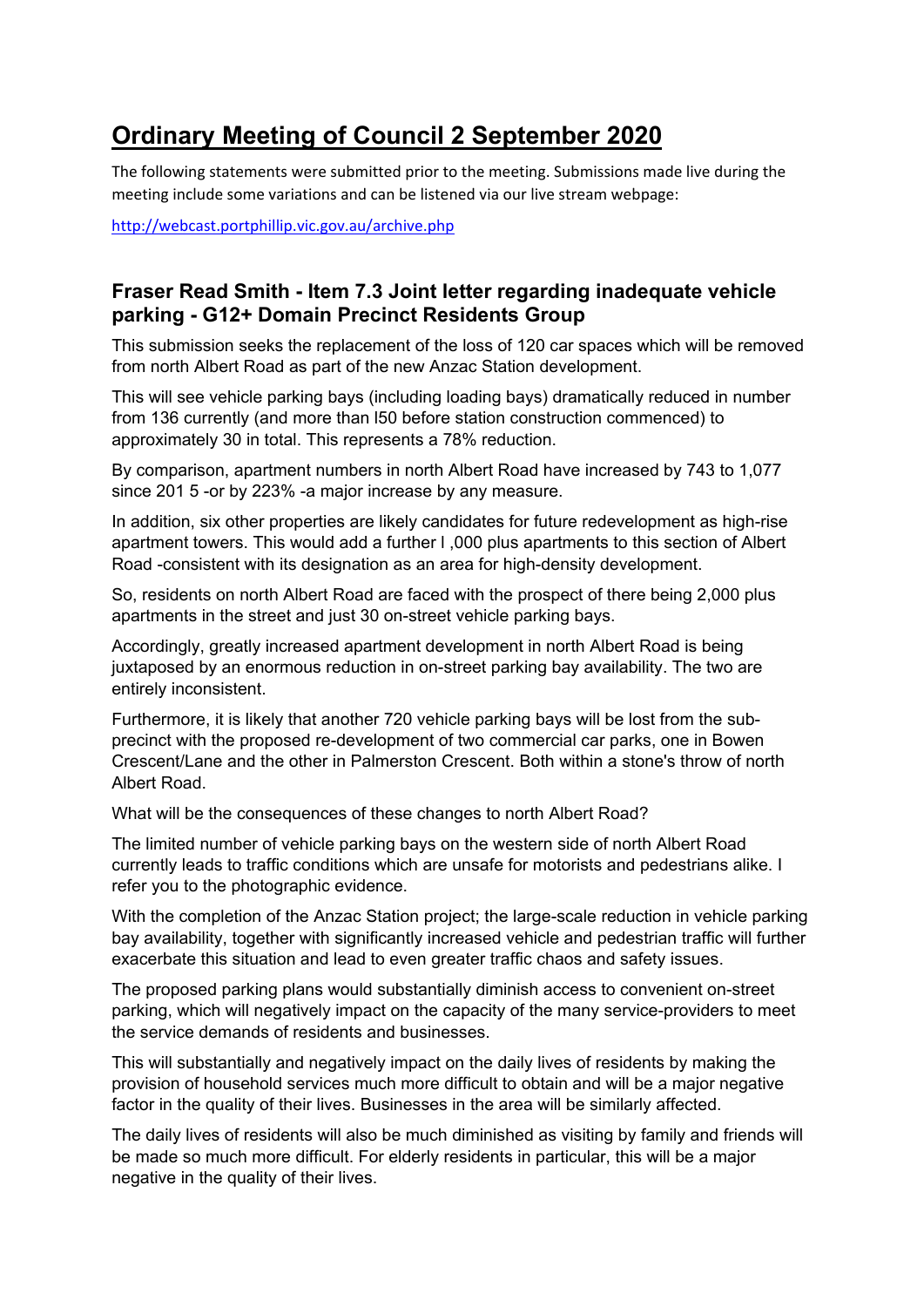# Ordinary Meeting of Council 2 September 2020

The following statements were submitted prior to the meeting. Submissions made live during the meeting include some variations and can be listened via our live stream webpage:

http://webcast.portphillip.vic.gov.au/archive.php

### Fraser Read Smith - Item 7.3 Joint letter regarding inadequate vehicle parking - G12+ Domain Precinct Residents Group

This submission seeks the replacement of the loss of 120 car spaces which will be removed from north Albert Road as part of the new Anzac Station development.

This will see vehicle parking bays (including loading bays) dramatically reduced in number from 136 currently (and more than l50 before station construction commenced) to approximately 30 in total. This represents a 78% reduction.

By comparison, apartment numbers in north Albert Road have increased by 743 to 1,077 since 201 5 -or by 223% -a major increase by any measure.

In addition, six other properties are likely candidates for future redevelopment as high-rise apartment towers. This would add a further l ,000 plus apartments to this section of Albert Road -consistent with its designation as an area for high-density development.

So, residents on north Albert Road are faced with the prospect of there being 2,000 plus apartments in the street and just 30 on-street vehicle parking bays.

Accordingly, greatly increased apartment development in north Albert Road is being juxtaposed by an enormous reduction in on-street parking bay availability. The two are entirely inconsistent.

Furthermore, it is likely that another 720 vehicle parking bays will be lost from the sub-precinct with the proposed re-development of two commercial car parks, one in Bowen Crescent/Lane and the other in Palmerston Crescent. Both within a stone's throw of north Albert Road.

What will be the consequences of these changes to north Albert Road?

The limited number of vehicle parking bays on the western side of north Albert Road currently leads to traffic conditions which are unsafe for motorists and pedestrians alike. I refer you to the photographic evidence.

With the completion of the Anzac Station project; the large-scale reduction in vehicle parking bay availability, together with significantly increased vehicle and pedestrian traffic will further exacerbate this situation and lead to even greater traffic chaos and safety issues.

The proposed parking plans would substantially diminish access to convenient on-street parking, which will negatively impact on the capacity of the many service-providers to meet the service demands of residents and businesses.

This will substantially and negatively impact on the daily lives of residents by making the provision of household services much more difficult to obtain and will be a major negative factor in the quality of their lives. Businesses in the area will be similarly affected.

The daily lives of residents will also be much diminished as visiting by family and friends will be made so much more difficult. For elderly residents in particular, this will be a major negative in the quality of their lives.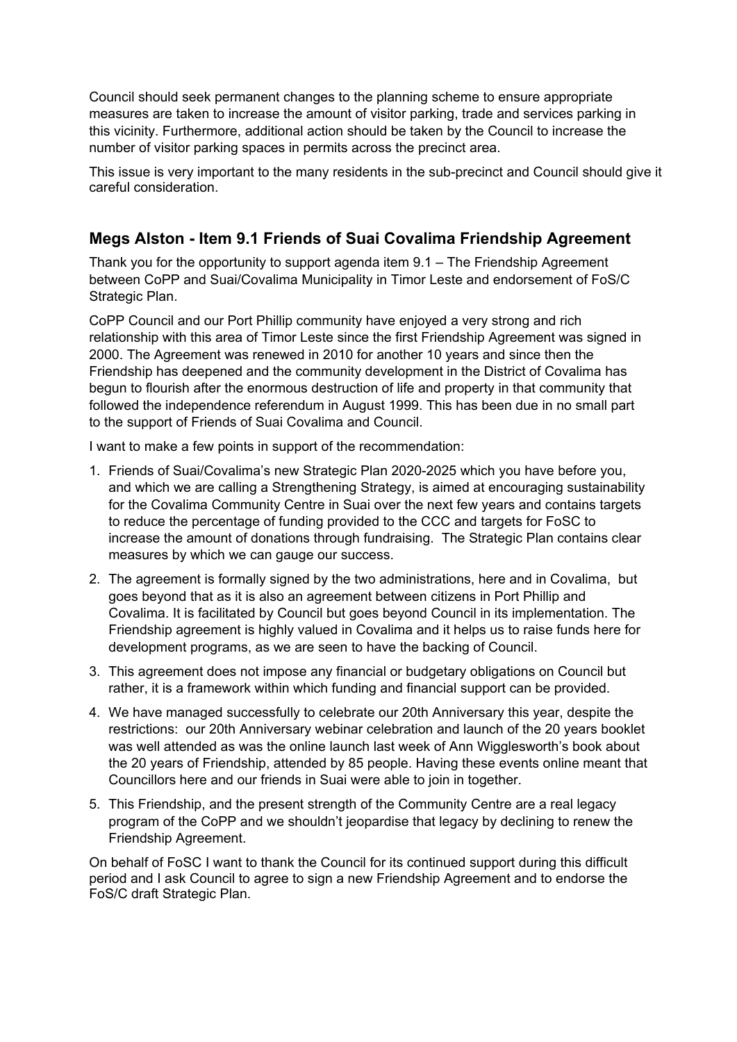Council should seek permanent changes to the planning scheme to ensure appropriate measures are taken to increase the amount of visitor parking, trade and services parking in this vicinity. Furthermore, additional action should be taken by the Council to increase the number of visitor parking spaces in permits across the precinct area.

This issue is very important to the many residents in the sub-precinct and Council should give it careful consideration.

## Megs Alston - Item 9.1 Friends of Suai Covalima Friendship Agreement

Thank you for the opportunity to support agenda item 9.1 – The Friendship Agreement between CoPP and Suai/Covalima Municipality in Timor Leste and endorsement of FoS/C Strategic Plan.

CoPP Council and our Port Phillip community have enjoyed a very strong and rich relationship with this area of Timor Leste since the first Friendship Agreement was signed in 2000. The Agreement was renewed in 2010 for another 10 years and since then the Friendship has deepened and the community development in the District of Covalima has begun to flourish after the enormous destruction of life and property in that community that followed the independence referendum in August 1999. This has been due in no small part to the support of Friends of Suai Covalima and Council.

I want to make a few points in support of the recommendation:

1. Friends of Suai/Covalima's new Strategic Plan 2020-2025 which you have before you, and which we are calling a Strengthening Strategy, is aimed at encouraging sustainability for the Covalima Community Centre in Suai over the next few years and contains targets to reduce the percentage of funding provided to the CCC and targets for FoSC to increase the amount of donations through fundraising. The Strategic Plan contains clear measures by which we can gauge our success.
2. The agreement is formally signed by the two administrations, here and in Covalima, but goes beyond that as it is also an agreement between citizens in Port Phillip and Covalima. It is facilitated by Council but goes beyond Council in its implementation. The Friendship agreement is highly valued in Covalima and it helps us to raise funds here for development programs, as we are seen to have the backing of Council.
3. This agreement does not impose any financial or budgetary obligations on Council but rather, it is a framework within which funding and financial support can be provided.
4. We have managed successfully to celebrate our 20th Anniversary this year, despite the restrictions: our 20th Anniversary webinar celebration and launch of the 20 years booklet was well attended as was the online launch last week of Ann Wigglesworth's book about the 20 years of Friendship, attended by 85 people. Having these events online meant that Councillors here and our friends in Suai were able to join in together.
5. This Friendship, and the present strength of the Community Centre are a real legacy program of the CoPP and we shouldn't jeopardise that legacy by declining to renew the Friendship Agreement.

On behalf of FoSC I want to thank the Council for its continued support during this difficult period and I ask Council to agree to sign a new Friendship Agreement and to endorse the FoS/C draft Strategic Plan.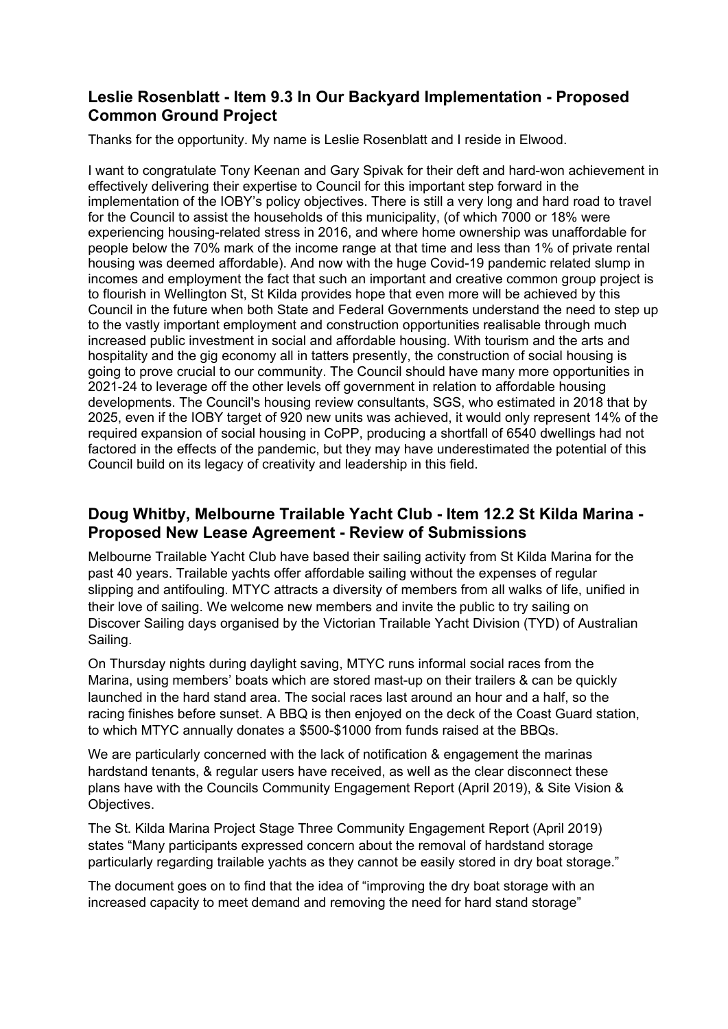## Leslie Rosenblatt - Item 9.3 In Our Backyard Implementation - Proposed Common Ground Project

Thanks for the opportunity. My name is Leslie Rosenblatt and I reside in Elwood.

I want to congratulate Tony Keenan and Gary Spivak for their deft and hard-won achievement in effectively delivering their expertise to Council for this important step forward in the implementation of the IOBY's policy objectives. There is still a very long and hard road to travel for the Council to assist the households of this municipality, (of which 7000 or 18% were experiencing housing-related stress in 2016, and where home ownership was unaffordable for people below the 70% mark of the income range at that time and less than 1% of private rental housing was deemed affordable). And now with the huge Covid-19 pandemic related slump in incomes and employment the fact that such an important and creative common group project is to flourish in Wellington St, St Kilda provides hope that even more will be achieved by this Council in the future when both State and Federal Governments understand the need to step up to the vastly important employment and construction opportunities realisable through much increased public investment in social and affordable housing. With tourism and the arts and hospitality and the gig economy all in tatters presently, the construction of social housing is going to prove crucial to our community. The Council should have many more opportunities in 2021-24 to leverage off the other levels off government in relation to affordable housing developments. The Council's housing review consultants, SGS, who estimated in 2018 that by 2025, even if the IOBY target of 920 new units was achieved, it would only represent 14% of the required expansion of social housing in CoPP, producing a shortfall of 6540 dwellings had not factored in the effects of the pandemic, but they may have underestimated the potential of this Council build on its legacy of creativity and leadership in this field.

## Doug Whitby, Melbourne Trailable Yacht Club - Item 12.2 St Kilda Marina - Proposed New Lease Agreement - Review of Submissions

Melbourne Trailable Yacht Club have based their sailing activity from St Kilda Marina for the past 40 years. Trailable yachts offer affordable sailing without the expenses of regular slipping and antifouling. MTYC attracts a diversity of members from all walks of life, unified in their love of sailing. We welcome new members and invite the public to try sailing on Discover Sailing days organised by the Victorian Trailable Yacht Division (TYD) of Australian Sailing.

On Thursday nights during daylight saving, MTYC runs informal social races from the Marina, using members' boats which are stored mast-up on their trailers & can be quickly launched in the hard stand area. The social races last around an hour and a half, so the racing finishes before sunset. A BBQ is then enjoyed on the deck of the Coast Guard station, to which MTYC annually donates a $500-$1000 from funds raised at the BBQs.

We are particularly concerned with the lack of notification & engagement the marinas hardstand tenants, & regular users have received, as well as the clear disconnect these plans have with the Councils Community Engagement Report (April 2019), & Site Vision & Objectives.

The St. Kilda Marina Project Stage Three Community Engagement Report (April 2019) states "Many participants expressed concern about the removal of hardstand storage particularly regarding trailable yachts as they cannot be easily stored in dry boat storage."

The document goes on to find that the idea of "improving the dry boat storage with an increased capacity to meet demand and removing the need for hard stand storage"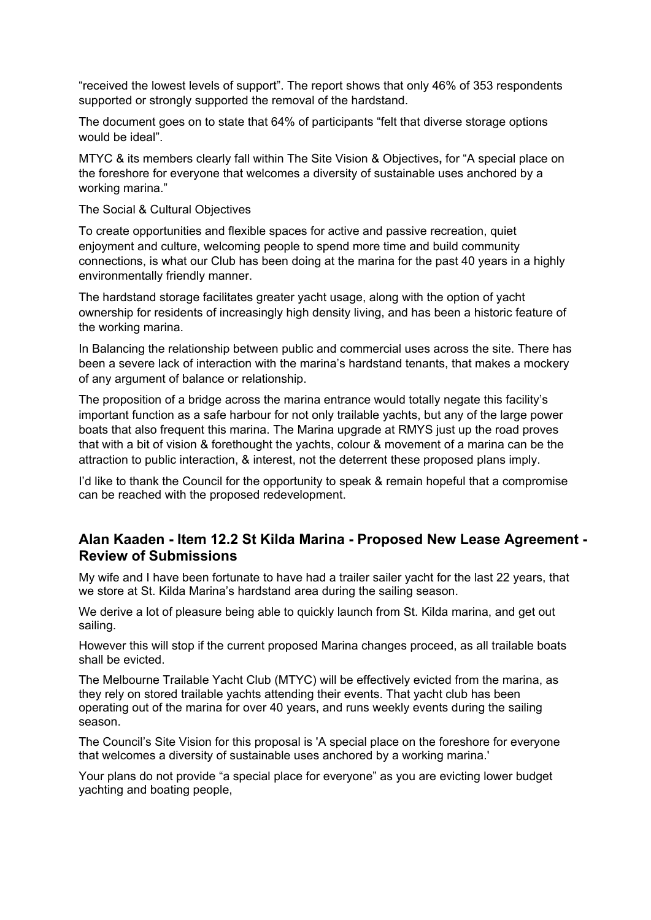"received the lowest levels of support". The report shows that only 46% of 353 respondents supported or strongly supported the removal of the hardstand.

The document goes on to state that 64% of participants "felt that diverse storage options would be ideal".

MTYC & its members clearly fall within The Site Vision & Objectives**,** for "A special place on the foreshore for everyone that welcomes a diversity of sustainable uses anchored by a working marina."

The Social & Cultural Objectives

To create opportunities and flexible spaces for active and passive recreation, quiet enjoyment and culture, welcoming people to spend more time and build community connections, is what our Club has been doing at the marina for the past 40 years in a highly environmentally friendly manner.

The hardstand storage facilitates greater yacht usage, along with the option of yacht ownership for residents of increasingly high density living, and has been a historic feature of the working marina.

In Balancing the relationship between public and commercial uses across the site. There has been a severe lack of interaction with the marina's hardstand tenants, that makes a mockery of any argument of balance or relationship.

The proposition of a bridge across the marina entrance would totally negate this facility's important function as a safe harbour for not only trailable yachts, but any of the large power boats that also frequent this marina. The Marina upgrade at RMYS just up the road proves that with a bit of vision & forethought the yachts, colour & movement of a marina can be the attraction to public interaction, & interest, not the deterrent these proposed plans imply.

I'd like to thank the Council for the opportunity to speak & remain hopeful that a compromise can be reached with the proposed redevelopment.

## Alan Kaaden - Item 12.2 St Kilda Marina - Proposed New Lease Agreement - Review of Submissions

My wife and I have been fortunate to have had a trailer sailer yacht for the last 22 years, that we store at St. Kilda Marina's hardstand area during the sailing season.

We derive a lot of pleasure being able to quickly launch from St. Kilda marina, and get out sailing.

However this will stop if the current proposed Marina changes proceed, as all trailable boats shall be evicted.

The Melbourne Trailable Yacht Club (MTYC) will be effectively evicted from the marina, as they rely on stored trailable yachts attending their events. That yacht club has been operating out of the marina for over 40 years, and runs weekly events during the sailing season.

The Council's Site Vision for this proposal is 'A special place on the foreshore for everyone that welcomes a diversity of sustainable uses anchored by a working marina.'

Your plans do not provide "a special place for everyone" as you are evicting lower budget yachting and boating people,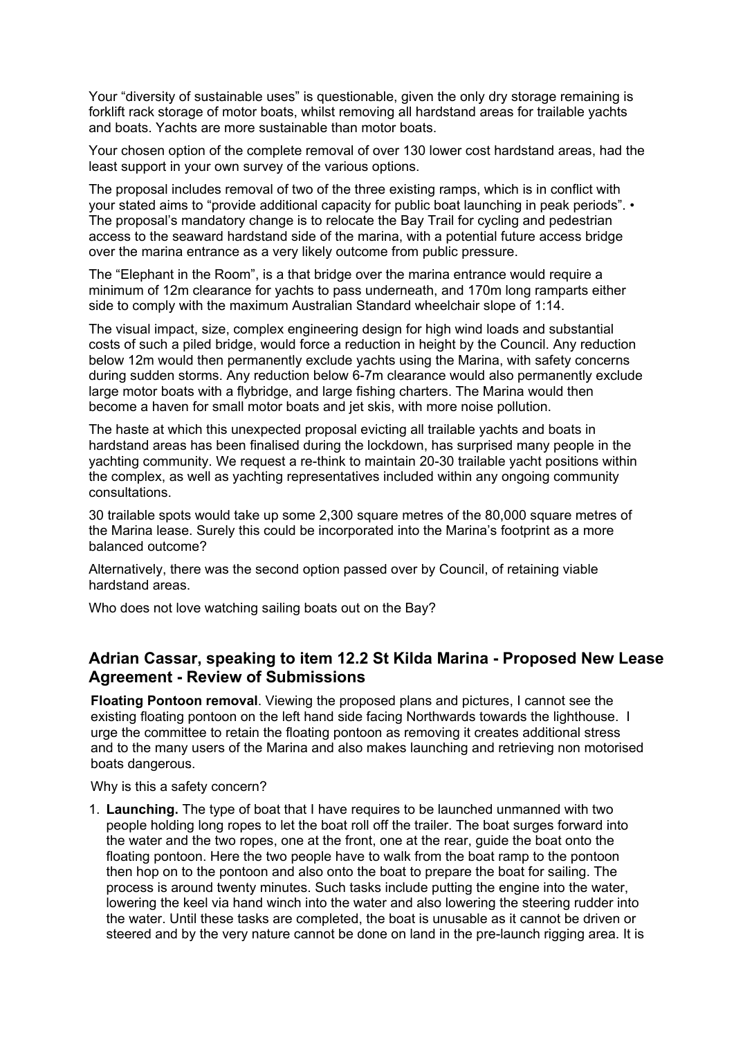Your “diversity of sustainable uses” is questionable, given the only dry storage remaining is forklift rack storage of motor boats, whilst removing all hardstand areas for trailable yachts and boats. Yachts are more sustainable than motor boats.

Your chosen option of the complete removal of over 130 lower cost hardstand areas, had the least support in your own survey of the various options.

The proposal includes removal of two of the three existing ramps, which is in conflict with your stated aims to “provide additional capacity for public boat launching in peak periods”. • The proposal’s mandatory change is to relocate the Bay Trail for cycling and pedestrian access to the seaward hardstand side of the marina, with a potential future access bridge over the marina entrance as a very likely outcome from public pressure.

The “Elephant in the Room”, is a that bridge over the marina entrance would require a minimum of 12m clearance for yachts to pass underneath, and 170m long ramparts either side to comply with the maximum Australian Standard wheelchair slope of 1:14.

The visual impact, size, complex engineering design for high wind loads and substantial costs of such a piled bridge, would force a reduction in height by the Council. Any reduction below 12m would then permanently exclude yachts using the Marina, with safety concerns during sudden storms. Any reduction below 6-7m clearance would also permanently exclude large motor boats with a flybridge, and large fishing charters. The Marina would then become a haven for small motor boats and jet skis, with more noise pollution.

The haste at which this unexpected proposal evicting all trailable yachts and boats in hardstand areas has been finalised during the lockdown, has surprised many people in the yachting community. We request a re-think to maintain 20-30 trailable yacht positions within the complex, as well as yachting representatives included within any ongoing community consultations.

30 trailable spots would take up some 2,300 square metres of the 80,000 square metres of the Marina lease. Surely this could be incorporated into the Marina’s footprint as a more balanced outcome?

Alternatively, there was the second option passed over by Council, of retaining viable hardstand areas.

Who does not love watching sailing boats out on the Bay?

## Adrian Cassar, speaking to item 12.2 St Kilda Marina - Proposed New Lease Agreement - Review of Submissions

**Floating Pontoon removal**. Viewing the proposed plans and pictures, I cannot see the existing floating pontoon on the left hand side facing Northwards towards the lighthouse. I urge the committee to retain the floating pontoon as removing it creates additional stress and to the many users of the Marina and also makes launching and retrieving non motorised boats dangerous.

Why is this a safety concern?

1. **Launching.** The type of boat that I have requires to be launched unmanned with two people holding long ropes to let the boat roll off the trailer. The boat surges forward into the water and the two ropes, one at the front, one at the rear, guide the boat onto the floating pontoon. Here the two people have to walk from the boat ramp to the pontoon then hop on to the pontoon and also onto the boat to prepare the boat for sailing. The process is around twenty minutes. Such tasks include putting the engine into the water, lowering the keel via hand winch into the water and also lowering the steering rudder into the water. Until these tasks are completed, the boat is unusable as it cannot be driven or steered and by the very nature cannot be done on land in the pre-launch rigging area. It is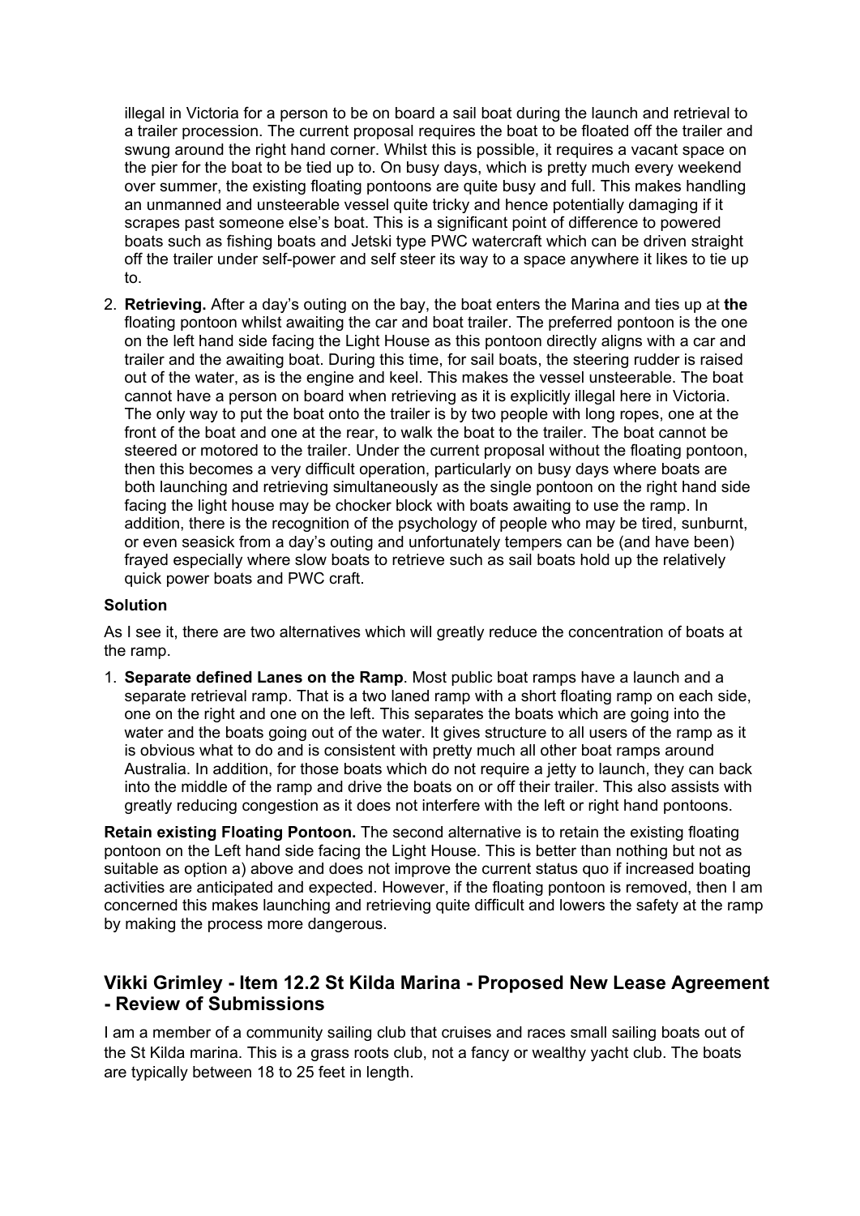illegal in Victoria for a person to be on board a sail boat during the launch and retrieval to a trailer procession. The current proposal requires the boat to be floated off the trailer and swung around the right hand corner. Whilst this is possible, it requires a vacant space on the pier for the boat to be tied up to. On busy days, which is pretty much every weekend over summer, the existing floating pontoons are quite busy and full. This makes handling an unmanned and unsteerable vessel quite tricky and hence potentially damaging if it scrapes past someone else's boat. This is a significant point of difference to powered boats such as fishing boats and Jetski type PWC watercraft which can be driven straight off the trailer under self-power and self steer its way to a space anywhere it likes to tie up to.

2. **Retrieving.** After a day's outing on the bay, the boat enters the Marina and ties up at **the** floating pontoon whilst awaiting the car and boat trailer. The preferred pontoon is the one on the left hand side facing the Light House as this pontoon directly aligns with a car and trailer and the awaiting boat. During this time, for sail boats, the steering rudder is raised out of the water, as is the engine and keel. This makes the vessel unsteerable. The boat cannot have a person on board when retrieving as it is explicitly illegal here in Victoria. The only way to put the boat onto the trailer is by two people with long ropes, one at the front of the boat and one at the rear, to walk the boat to the trailer. The boat cannot be steered or motored to the trailer. Under the current proposal without the floating pontoon, then this becomes a very difficult operation, particularly on busy days where boats are both launching and retrieving simultaneously as the single pontoon on the right hand side facing the light house may be chocker block with boats awaiting to use the ramp. In addition, there is the recognition of the psychology of people who may be tired, sunburnt, or even seasick from a day's outing and unfortunately tempers can be (and have been) frayed especially where slow boats to retrieve such as sail boats hold up the relatively quick power boats and PWC craft.

**Solution**

As I see it, there are two alternatives which will greatly reduce the concentration of boats at the ramp.

1. **Separate defined Lanes on the Ramp**. Most public boat ramps have a launch and a separate retrieval ramp. That is a two laned ramp with a short floating ramp on each side, one on the right and one on the left. This separates the boats which are going into the water and the boats going out of the water. It gives structure to all users of the ramp as it is obvious what to do and is consistent with pretty much all other boat ramps around Australia. In addition, for those boats which do not require a jetty to launch, they can back into the middle of the ramp and drive the boats on or off their trailer. This also assists with greatly reducing congestion as it does not interfere with the left or right hand pontoons.

**Retain existing Floating Pontoon.** The second alternative is to retain the existing floating pontoon on the Left hand side facing the Light House. This is better than nothing but not as suitable as option a) above and does not improve the current status quo if increased boating activities are anticipated and expected. However, if the floating pontoon is removed, then I am concerned this makes launching and retrieving quite difficult and lowers the safety at the ramp by making the process more dangerous.

## Vikki Grimley - Item 12.2 St Kilda Marina - Proposed New Lease Agreement - Review of Submissions

I am a member of a community sailing club that cruises and races small sailing boats out of the St Kilda marina. This is a grass roots club, not a fancy or wealthy yacht club. The boats are typically between 18 to 25 feet in length.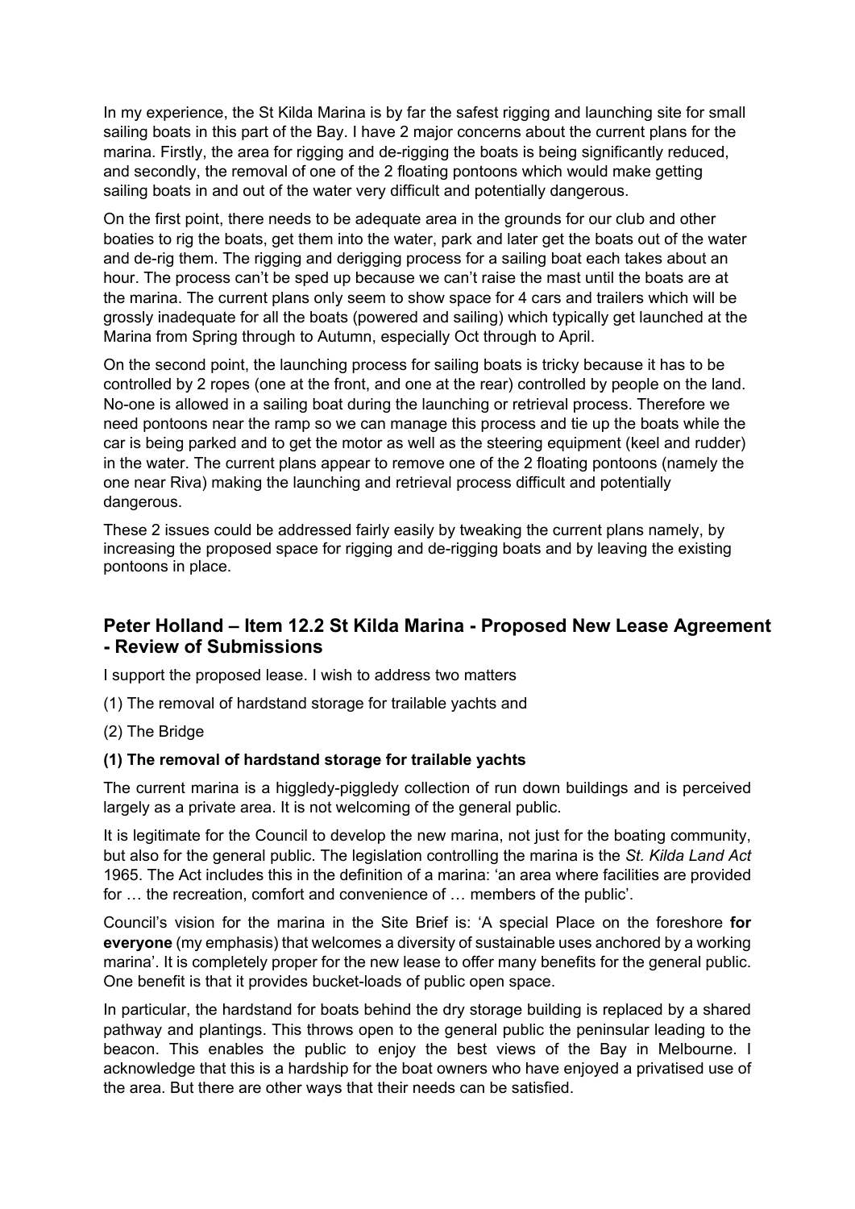In my experience, the St Kilda Marina is by far the safest rigging and launching site for small sailing boats in this part of the Bay. I have 2 major concerns about the current plans for the marina. Firstly, the area for rigging and de-rigging the boats is being significantly reduced, and secondly, the removal of one of the 2 floating pontoons which would make getting sailing boats in and out of the water very difficult and potentially dangerous.

On the first point, there needs to be adequate area in the grounds for our club and other boaties to rig the boats, get them into the water, park and later get the boats out of the water and de-rig them. The rigging and derigging process for a sailing boat each takes about an hour. The process can't be sped up because we can't raise the mast until the boats are at the marina. The current plans only seem to show space for 4 cars and trailers which will be grossly inadequate for all the boats (powered and sailing) which typically get launched at the Marina from Spring through to Autumn, especially Oct through to April.

On the second point, the launching process for sailing boats is tricky because it has to be controlled by 2 ropes (one at the front, and one at the rear) controlled by people on the land. No-one is allowed in a sailing boat during the launching or retrieval process. Therefore we need pontoons near the ramp so we can manage this process and tie up the boats while the car is being parked and to get the motor as well as the steering equipment (keel and rudder) in the water. The current plans appear to remove one of the 2 floating pontoons (namely the one near Riva) making the launching and retrieval process difficult and potentially dangerous.

These 2 issues could be addressed fairly easily by tweaking the current plans namely, by increasing the proposed space for rigging and de-rigging boats and by leaving the existing pontoons in place.

## Peter Holland – Item 12.2 St Kilda Marina - Proposed New Lease Agreement - Review of Submissions

I support the proposed lease. I wish to address two matters

(1) The removal of hardstand storage for trailable yachts and

(2) The Bridge

**(1) The removal of hardstand storage for trailable yachts**

The current marina is a higgledy-piggledy collection of run down buildings and is perceived largely as a private area. It is not welcoming of the general public.

It is legitimate for the Council to develop the new marina, not just for the boating community, but also for the general public. The legislation controlling the marina is the *St. Kilda Land Act* 1965. The Act includes this in the definition of a marina: 'an area where facilities are provided for … the recreation, comfort and convenience of … members of the public'.

Council's vision for the marina in the Site Brief is: 'A special Place on the foreshore **for everyone** (my emphasis) that welcomes a diversity of sustainable uses anchored by a working marina'. It is completely proper for the new lease to offer many benefits for the general public. One benefit is that it provides bucket-loads of public open space.

In particular, the hardstand for boats behind the dry storage building is replaced by a shared pathway and plantings. This throws open to the general public the peninsular leading to the beacon. This enables the public to enjoy the best views of the Bay in Melbourne. I acknowledge that this is a hardship for the boat owners who have enjoyed a privatised use of the area. But there are other ways that their needs can be satisfied.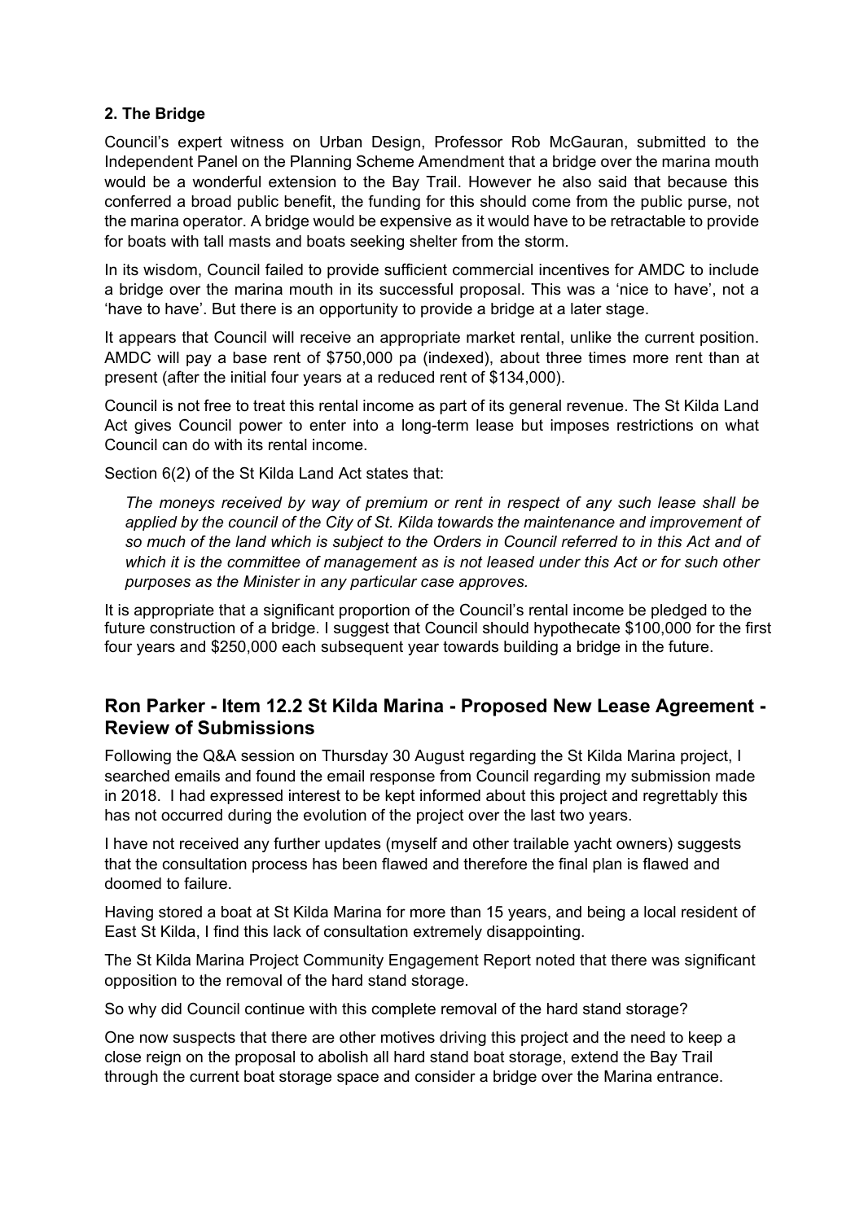**2. The Bridge**

Council's expert witness on Urban Design, Professor Rob McGauran, submitted to the Independent Panel on the Planning Scheme Amendment that a bridge over the marina mouth would be a wonderful extension to the Bay Trail. However he also said that because this conferred a broad public benefit, the funding for this should come from the public purse, not the marina operator. A bridge would be expensive as it would have to be retractable to provide for boats with tall masts and boats seeking shelter from the storm.

In its wisdom, Council failed to provide sufficient commercial incentives for AMDC to include a bridge over the marina mouth in its successful proposal. This was a 'nice to have', not a 'have to have'. But there is an opportunity to provide a bridge at a later stage.

It appears that Council will receive an appropriate market rental, unlike the current position. AMDC will pay a base rent of $750,000 pa (indexed), about three times more rent than at present (after the initial four years at a reduced rent of $134,000).

Council is not free to treat this rental income as part of its general revenue. The St Kilda Land Act gives Council power to enter into a long-term lease but imposes restrictions on what Council can do with its rental income.

Section 6(2) of the St Kilda Land Act states that:

> *The moneys received by way of premium or rent in respect of any such lease shall be applied by the council of the City of St. Kilda towards the maintenance and improvement of so much of the land which is subject to the Orders in Council referred to in this Act and of which it is the committee of management as is not leased under this Act or for such other purposes as the Minister in any particular case approves.*

It is appropriate that a significant proportion of the Council's rental income be pledged to the future construction of a bridge. I suggest that Council should hypothecate $100,000 for the first four years and $250,000 each subsequent year towards building a bridge in the future.

## Ron Parker - Item 12.2 St Kilda Marina - Proposed New Lease Agreement - Review of Submissions

Following the Q&A session on Thursday 30 August regarding the St Kilda Marina project, I searched emails and found the email response from Council regarding my submission made in 2018. I had expressed interest to be kept informed about this project and regrettably this has not occurred during the evolution of the project over the last two years.

I have not received any further updates (myself and other trailable yacht owners) suggests that the consultation process has been flawed and therefore the final plan is flawed and doomed to failure.

Having stored a boat at St Kilda Marina for more than 15 years, and being a local resident of East St Kilda, I find this lack of consultation extremely disappointing.

The St Kilda Marina Project Community Engagement Report noted that there was significant opposition to the removal of the hard stand storage.

So why did Council continue with this complete removal of the hard stand storage?

One now suspects that there are other motives driving this project and the need to keep a close reign on the proposal to abolish all hard stand boat storage, extend the Bay Trail through the current boat storage space and consider a bridge over the Marina entrance.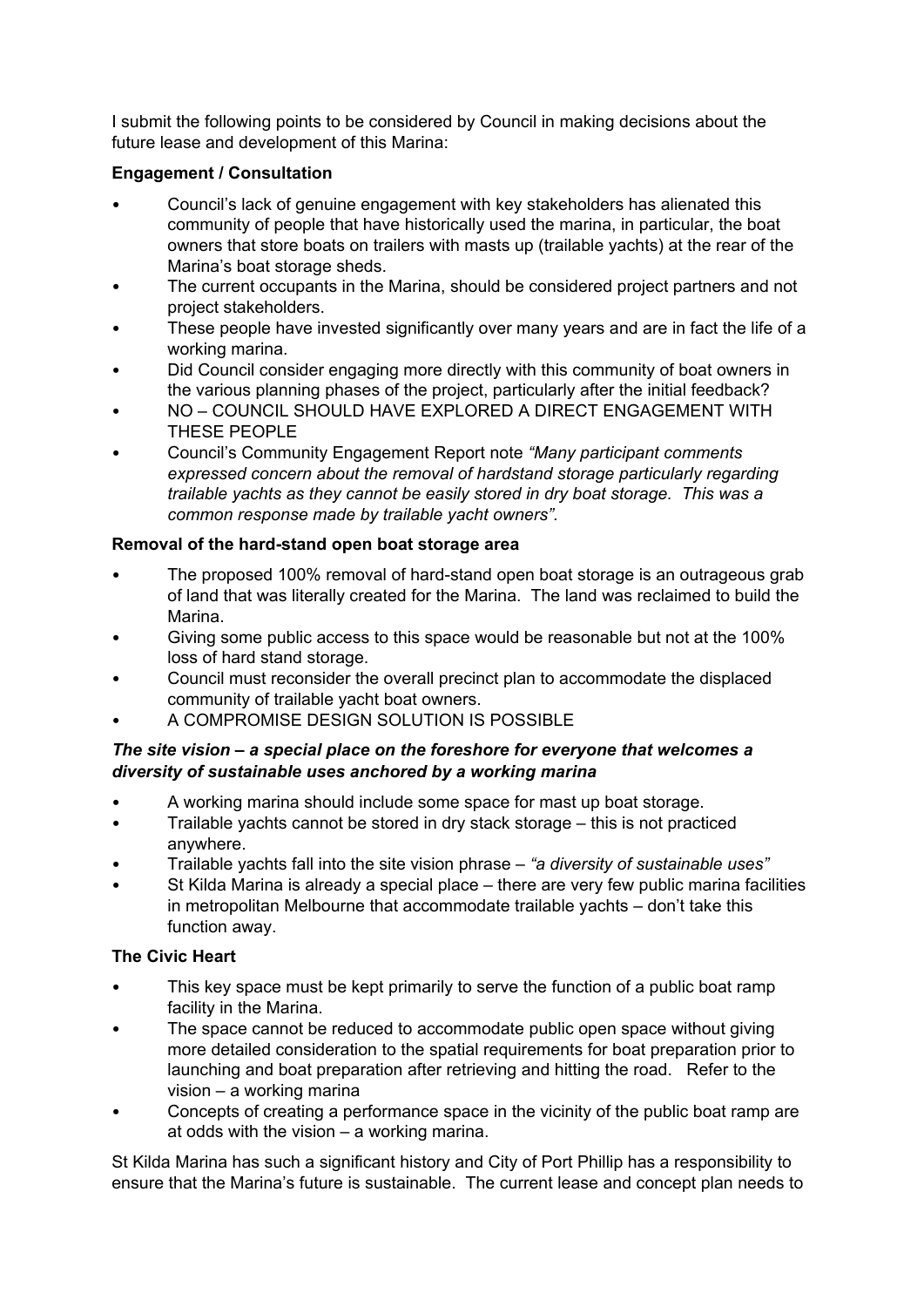I submit the following points to be considered by Council in making decisions about the future lease and development of this Marina:

**Engagement / Consultation**

- Council's lack of genuine engagement with key stakeholders has alienated this community of people that have historically used the marina, in particular, the boat owners that store boats on trailers with masts up (trailable yachts) at the rear of the Marina's boat storage sheds.
- The current occupants in the Marina, should be considered project partners and not project stakeholders.
- These people have invested significantly over many years and are in fact the life of a working marina.
- Did Council consider engaging more directly with this community of boat owners in the various planning phases of the project, particularly after the initial feedback?
- NO – COUNCIL SHOULD HAVE EXPLORED A DIRECT ENGAGEMENT WITH THESE PEOPLE
- Council's Community Engagement Report note *"Many participant comments expressed concern about the removal of hardstand storage particularly regarding trailable yachts as they cannot be easily stored in dry boat storage. This was a common response made by trailable yacht owners".*

**Removal of the hard-stand open boat storage area**

- The proposed 100% removal of hard-stand open boat storage is an outrageous grab of land that was literally created for the Marina. The land was reclaimed to build the Marina.
- Giving some public access to this space would be reasonable but not at the 100% loss of hard stand storage.
- Council must reconsider the overall precinct plan to accommodate the displaced community of trailable yacht boat owners.
- A COMPROMISE DESIGN SOLUTION IS POSSIBLE

***The site vision – a special place on the foreshore for everyone that welcomes a diversity of sustainable uses anchored by a working marina***

- A working marina should include some space for mast up boat storage.
- Trailable yachts cannot be stored in dry stack storage – this is not practiced anywhere.
- Trailable yachts fall into the site vision phrase – *"a diversity of sustainable uses"*
- St Kilda Marina is already a special place – there are very few public marina facilities in metropolitan Melbourne that accommodate trailable yachts – don't take this function away.

**The Civic Heart**

- This key space must be kept primarily to serve the function of a public boat ramp facility in the Marina.
- The space cannot be reduced to accommodate public open space without giving more detailed consideration to the spatial requirements for boat preparation prior to launching and boat preparation after retrieving and hitting the road. Refer to the vision – a working marina
- Concepts of creating a performance space in the vicinity of the public boat ramp are at odds with the vision – a working marina.

St Kilda Marina has such a significant history and City of Port Phillip has a responsibility to ensure that the Marina's future is sustainable. The current lease and concept plan needs to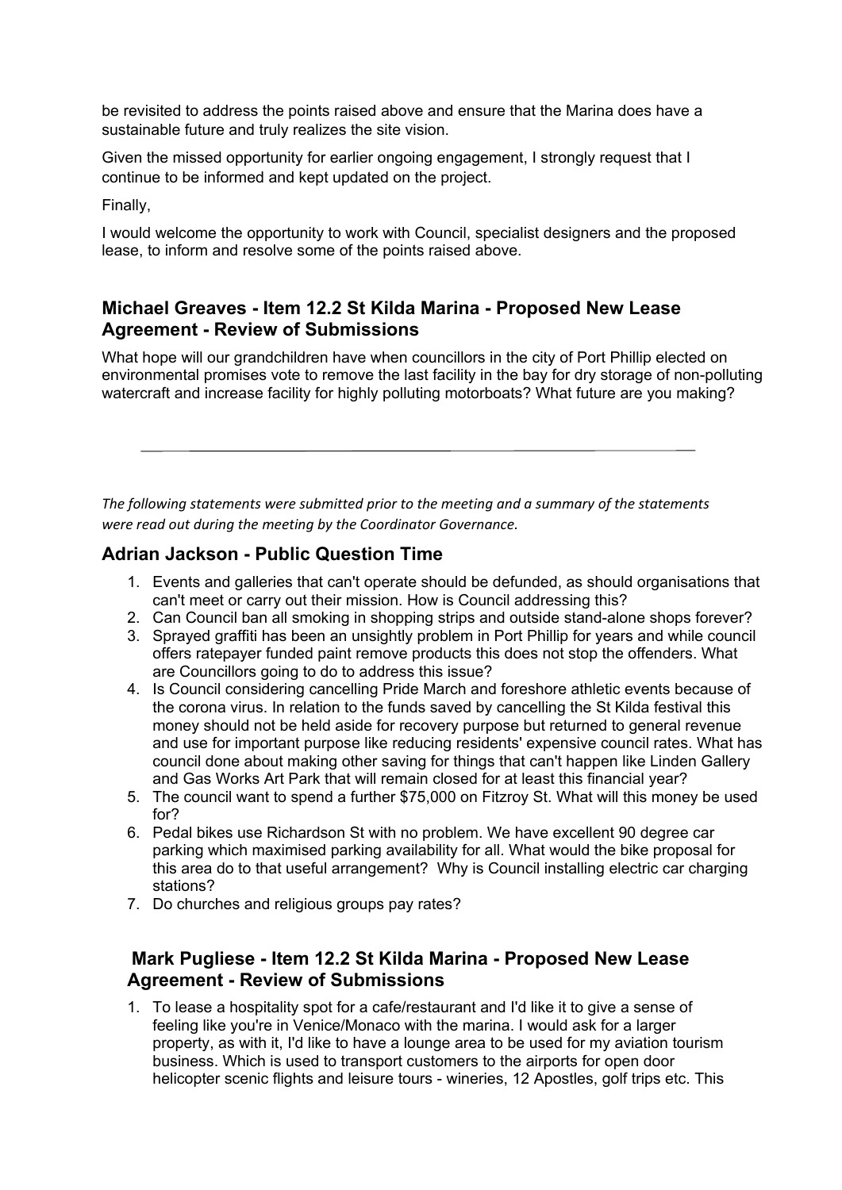be revisited to address the points raised above and ensure that the Marina does have a sustainable future and truly realizes the site vision.

Given the missed opportunity for earlier ongoing engagement, I strongly request that I continue to be informed and kept updated on the project.

Finally,

I would welcome the opportunity to work with Council, specialist designers and the proposed lease, to inform and resolve some of the points raised above.

## Michael Greaves - Item 12.2 St Kilda Marina - Proposed New Lease Agreement - Review of Submissions

What hope will our grandchildren have when councillors in the city of Port Phillip elected on environmental promises vote to remove the last facility in the bay for dry storage of non-polluting watercraft and increase facility for highly polluting motorboats? What future are you making?

---

*The following statements were submitted prior to the meeting and a summary of the statements were read out during the meeting by the Coordinator Governance.*

## Adrian Jackson - Public Question Time

1. Events and galleries that can't operate should be defunded, as should organisations that can't meet or carry out their mission. How is Council addressing this?
2. Can Council ban all smoking in shopping strips and outside stand-alone shops forever?
3. Sprayed graffiti has been an unsightly problem in Port Phillip for years and while council offers ratepayer funded paint remove products this does not stop the offenders. What are Councillors going to do to address this issue?
4. Is Council considering cancelling Pride March and foreshore athletic events because of the corona virus. In relation to the funds saved by cancelling the St Kilda festival this money should not be held aside for recovery purpose but returned to general revenue and use for important purpose like reducing residents' expensive council rates. What has council done about making other saving for things that can't happen like Linden Gallery and Gas Works Art Park that will remain closed for at least this financial year?
5. The council want to spend a further $75,000 on Fitzroy St. What will this money be used for?
6. Pedal bikes use Richardson St with no problem. We have excellent 90 degree car parking which maximised parking availability for all. What would the bike proposal for this area do to that useful arrangement? Why is Council installing electric car charging stations?
7. Do churches and religious groups pay rates?

## Mark Pugliese - Item 12.2 St Kilda Marina - Proposed New Lease Agreement - Review of Submissions

1. To lease a hospitality spot for a cafe/restaurant and I'd like it to give a sense of feeling like you're in Venice/Monaco with the marina. I would ask for a larger property, as with it, I'd like to have a lounge area to be used for my aviation tourism business. Which is used to transport customers to the airports for open door helicopter scenic flights and leisure tours - wineries, 12 Apostles, golf trips etc. This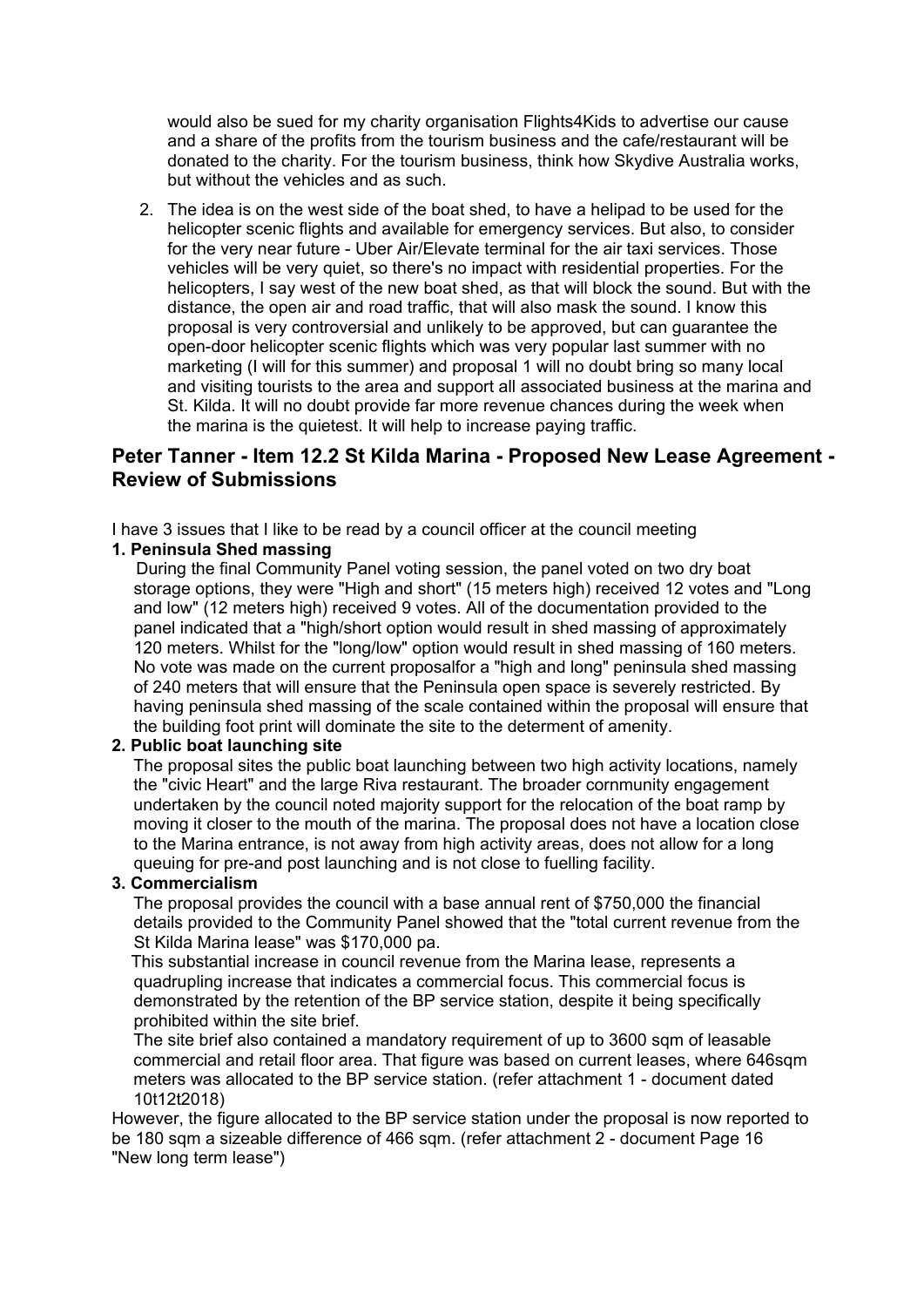would also be sued for my charity organisation Flights4Kids to advertise our cause and a share of the profits from the tourism business and the cafe/restaurant will be donated to the charity. For the tourism business, think how Skydive Australia works, but without the vehicles and as such.

2. The idea is on the west side of the boat shed, to have a helipad to be used for the helicopter scenic flights and available for emergency services. But also, to consider for the very near future - Uber Air/Elevate terminal for the air taxi services. Those vehicles will be very quiet, so there's no impact with residential properties. For the helicopters, I say west of the new boat shed, as that will block the sound. But with the distance, the open air and road traffic, that will also mask the sound. I know this proposal is very controversial and unlikely to be approved, but can guarantee the open-door helicopter scenic flights which was very popular last summer with no marketing (I will for this summer) and proposal 1 will no doubt bring so many local and visiting tourists to the area and support all associated business at the marina and St. Kilda. It will no doubt provide far more revenue chances during the week when the marina is the quietest. It will help to increase paying traffic.

## Peter Tanner - Item 12.2 St Kilda Marina - Proposed New Lease Agreement - Review of Submissions

I have 3 issues that I like to be read by a council officer at the council meeting

**1. Peninsula Shed massing**

During the final Community Panel voting session, the panel voted on two dry boat storage options, they were "High and short" (15 meters high) received 12 votes and "Long and low" (12 meters high) received 9 votes. All of the documentation provided to the panel indicated that a "high/short option would result in shed massing of approximately 120 meters. Whilst for the "long/low" option would result in shed massing of 160 meters. No vote was made on the current proposalfor a "high and long" peninsula shed massing of 240 meters that will ensure that the Peninsula open space is severely restricted. By having peninsula shed massing of the scale contained within the proposal will ensure that the building foot print will dominate the site to the determent of amenity.

**2. Public boat launching site**

The proposal sites the public boat launching between two high activity locations, namely the "civic Heart" and the large Riva restaurant. The broader cornmunity engagement undertaken by the council noted majority support for the relocation of the boat ramp by moving it closer to the mouth of the marina. The proposal does not have a location close to the Marina entrance, is not away from high activity areas, does not allow for a long queuing for pre-and post launching and is not close to fuelling facility.

**3. Commercialism**

The proposal provides the council with a base annual rent of $750,000 the financial details provided to the Community Panel showed that the "total current revenue from the St Kilda Marina lease" was $170,000 pa.

This substantial increase in council revenue from the Marina lease, represents a quadrupling increase that indicates a commercial focus. This commercial focus is demonstrated by the retention of the BP service station, despite it being specifically prohibited within the site brief.

The site brief also contained a mandatory requirement of up to 3600 sqm of leasable commercial and retail floor area. That figure was based on current leases, where 646sqm meters was allocated to the BP service station. (refer attachment 1 - document dated 10t12t2018)

However, the figure allocated to the BP service station under the proposal is now reported to be 180 sqm a sizeable difference of 466 sqm. (refer attachment 2 - document Page 16 "New long term lease")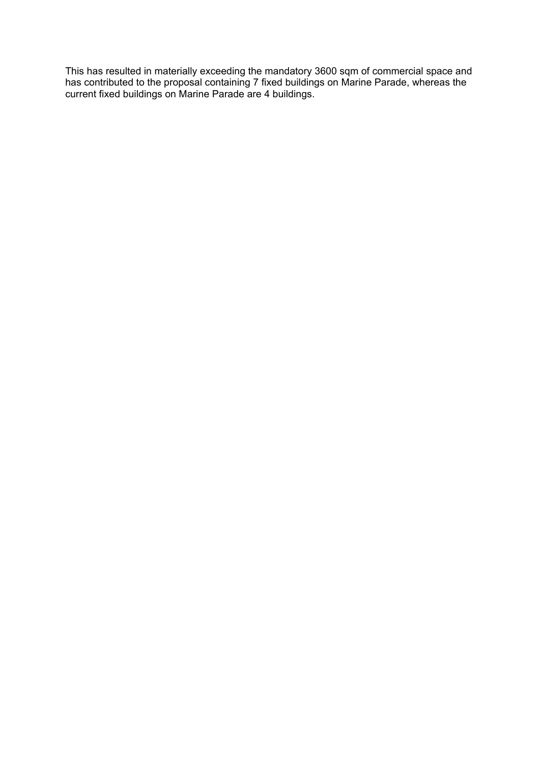This has resulted in materially exceeding the mandatory 3600 sqm of commercial space and has contributed to the proposal containing 7 fixed buildings on Marine Parade, whereas the current fixed buildings on Marine Parade are 4 buildings.